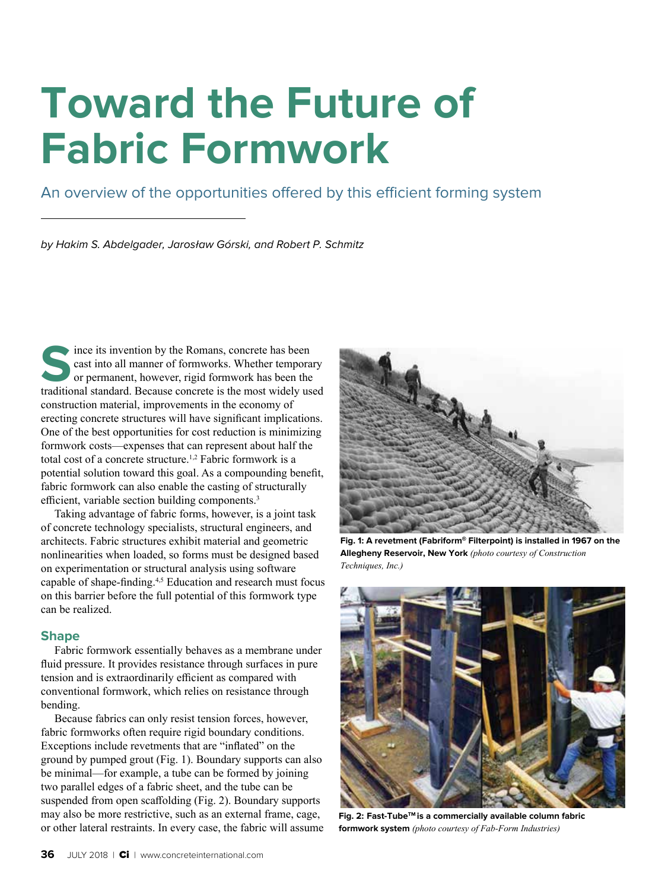# Toward the Future of Fabric Formwork

## An overview of the opportunities offered by this efficient forming system

*by Hakim S. Abdelgader, Jarosław Górski, and Robert P. Schmitz*

Since its invention by the Romans, concrete has been cast into all manner of formworks. Whether temporary or permanent, however, rigid formwork has been the traditional standard. Because concrete is the most widely used construction material, improvements in the economy of erecting concrete structures will have significant implications. One of the best opportunities for cost reduction is minimizing formwork costs—expenses that can represent about half the total cost of a concrete structure.[1,2] Fabric formwork is a potential solution toward this goal. As a compounding benefit, fabric formwork can also enable the casting of structurally efficient, variable section building components.[3]

Taking advantage of fabric forms, however, is a joint task of concrete technology specialists, structural engineers, and architects. Fabric structures exhibit material and geometric nonlinearities when loaded, so forms must be designed based on experimentation or structural analysis using software capable of shape-finding.[4,5] Education and research must focus on this barrier before the full potential of this formwork type can be realized.

### Shape

Fabric formwork essentially behaves as a membrane under fluid pressure. It provides resistance through surfaces in pure tension and is extraordinarily efficient as compared with conventional formwork, which relies on resistance through bending.

Because fabrics can only resist tension forces, however, fabric formworks often require rigid boundary conditions. Exceptions include revetments that are "inflated" on the ground by pumped grout (Fig. 1). Boundary supports can also be minimal—for example, a tube can be formed by joining two parallel edges of a fabric sheet, and the tube can be suspended from open scaffolding (Fig. 2). Boundary supports may also be more restrictive, such as an external frame, cage, or other lateral restraints. In every case, the fabric will assume

**Fig. 1: A revetment (Fabriform® Filterpoint) is installed in 1967 on the Allegheny Reservoir, New York** *(photo courtesy of Construction Techniques, Inc.)*

**Fig. 2: Fast-Tube™ is a commercially available column fabric formwork system** *(photo courtesy of Fab-Form Industries)*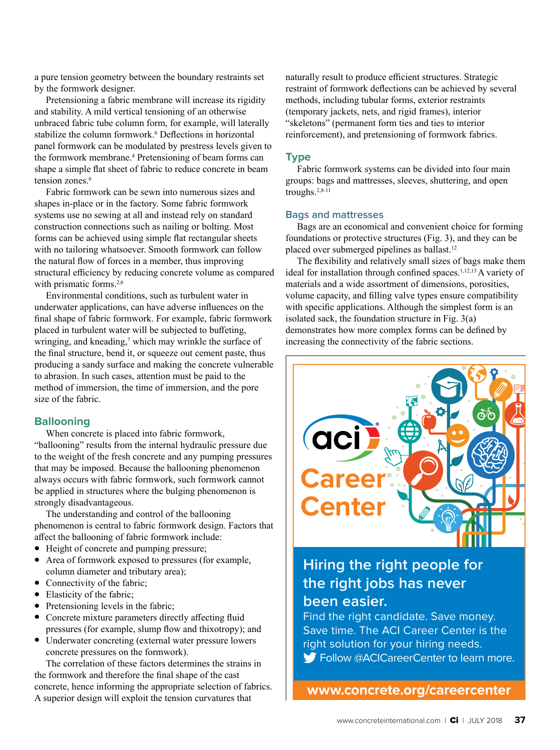a pure tension geometry between the boundary restraints set by the formwork designer.

Pretensioning a fabric membrane will increase its rigidity and stability. A mild vertical tensioning of an otherwise unbraced fabric tube column form, for example, will laterally stabilize the column formwork.[6] Deflections in horizontal panel formwork can be modulated by prestress levels given to the formwork membrane.[4] Pretensioning of beam forms can shape a simple flat sheet of fabric to reduce concrete in beam tension zones.[6]

Fabric formwork can be sewn into numerous sizes and shapes in-place or in the factory. Some fabric formwork systems use no sewing at all and instead rely on standard construction connections such as nailing or bolting. Most forms can be achieved using simple flat rectangular sheets with no tailoring whatsoever. Smooth formwork can follow the natural flow of forces in a member, thus improving structural efficiency by reducing concrete volume as compared with prismatic forms.[2,6]

Environmental conditions, such as turbulent water in underwater applications, can have adverse influences on the final shape of fabric formwork. For example, fabric formwork placed in turbulent water will be subjected to buffeting, wringing, and kneading,[7] which may wrinkle the surface of the final structure, bend it, or squeeze out cement paste, thus producing a sandy surface and making the concrete vulnerable to abrasion. In such cases, attention must be paid to the method of immersion, the time of immersion, and the pore size of the fabric.

## Ballooning

When concrete is placed into fabric formwork, "ballooning" results from the internal hydraulic pressure due to the weight of the fresh concrete and any pumping pressures that may be imposed. Because the ballooning phenomenon always occurs with fabric formwork, such formwork cannot be applied in structures where the bulging phenomenon is strongly disadvantageous.

The understanding and control of the ballooning phenomenon is central to fabric formwork design. Factors that affect the ballooning of fabric formwork include:

- Height of concrete and pumping pressure;
- Area of formwork exposed to pressures (for example, column diameter and tributary area);
- Connectivity of the fabric;
- Elasticity of the fabric;
- Pretensioning levels in the fabric;
- Concrete mixture parameters directly affecting fluid pressures (for example, slump flow and thixotropy); and
- Underwater concreting (external water pressure lowers concrete pressures on the formwork).

The correlation of these factors determines the strains in the formwork and therefore the final shape of the cast concrete, hence informing the appropriate selection of fabrics. A superior design will exploit the tension curvatures that naturally result to produce efficient structures. Strategic restraint of formwork deflections can be achieved by several methods, including tubular forms, exterior restraints (temporary jackets, nets, and rigid frames), interior "skeletons" (permanent form ties and ties to interior reinforcement), and pretensioning of formwork fabrics.

## Type

Fabric formwork systems can be divided into four main groups: bags and mattresses, sleeves, shuttering, and open troughs.[2,8-11]

### Bags and mattresses

Bags are an economical and convenient choice for forming foundations or protective structures (Fig. 3), and they can be placed over submerged pipelines as ballast.[12]

The flexibility and relatively small sizes of bags make them ideal for installation through confined spaces.[1,12,13] A variety of materials and a wide assortment of dimensions, porosities, volume capacity, and filling valve types ensure compatibility with specific applications. Although the simplest form is an isolated sack, the foundation structure in Fig. 3(a) demonstrates how more complex forms can be defined by increasing the connectivity of the fabric sections.

aci Career Center

**Hiring the right people for the right jobs has never been easier.**

Find the right candidate. Save money. Save time. The ACI Career Center is the right solution for your hiring needs.

Follow @ACICareerCenter to learn more.

**www.concrete.org/careercenter**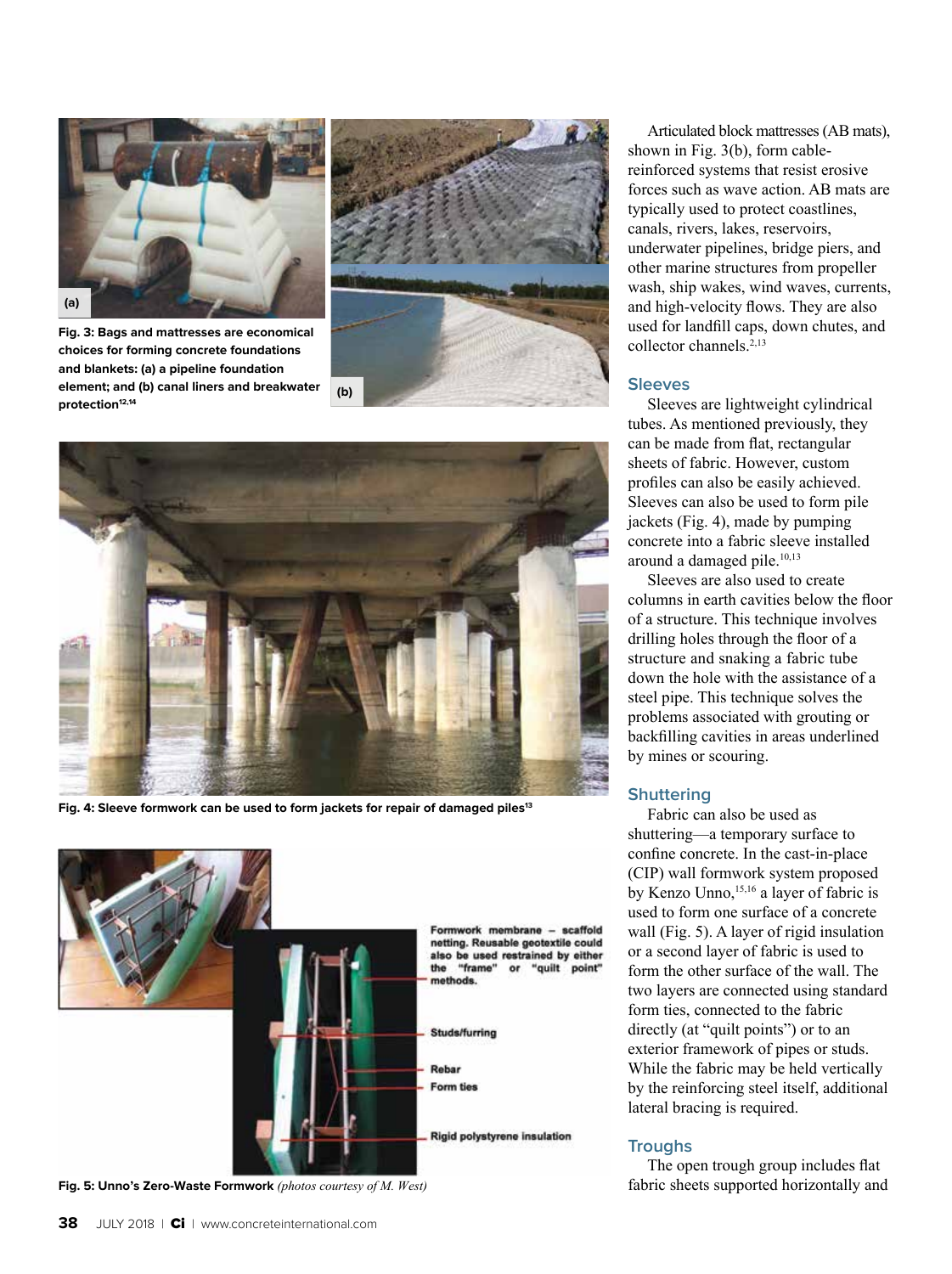Fig. 3: Bags and mattresses are economical choices for forming concrete foundations and blankets: (a) a pipeline foundation element; and (b) canal liners and breakwater protection[12,14]

Fig. 4: Sleeve formwork can be used to form jackets for repair of damaged piles[13]

Formwork membrane – scaffold netting. Reusable geotextile could also be used restrained by either the "frame" or "quilt point" methods.

Studs/furring

Rebar

Form ties

Rigid polystyrene insulation

**Fig. 5: Unno's Zero-Waste Formwork** *(photos courtesy of M. West)*

Articulated block mattresses (AB mats), shown in Fig. 3(b), form cable-reinforced systems that resist erosive forces such as wave action. AB mats are typically used to protect coastlines, canals, rivers, lakes, reservoirs, underwater pipelines, bridge piers, and other marine structures from propeller wash, ship wakes, wind waves, currents, and high-velocity flows. They are also used for landfill caps, down chutes, and collector channels.[2,13]

## Sleeves

Sleeves are lightweight cylindrical tubes. As mentioned previously, they can be made from flat, rectangular sheets of fabric. However, custom profiles can also be easily achieved. Sleeves can also be used to form pile jackets (Fig. 4), made by pumping concrete into a fabric sleeve installed around a damaged pile.[10,13]

Sleeves are also used to create columns in earth cavities below the floor of a structure. This technique involves drilling holes through the floor of a structure and snaking a fabric tube down the hole with the assistance of a steel pipe. This technique solves the problems associated with grouting or backfilling cavities in areas underlined by mines or scouring.

## Shuttering

Fabric can also be used as shuttering—a temporary surface to confine concrete. In the cast-in-place (CIP) wall formwork system proposed by Kenzo Unno,[15,16] a layer of fabric is used to form one surface of a concrete wall (Fig. 5). A layer of rigid insulation or a second layer of fabric is used to form the other surface of the wall. The two layers are connected using standard form ties, connected to the fabric directly (at "quilt points") or to an exterior framework of pipes or studs. While the fabric may be held vertically by the reinforcing steel itself, additional lateral bracing is required.

## Troughs

The open trough group includes flat fabric sheets supported horizontally and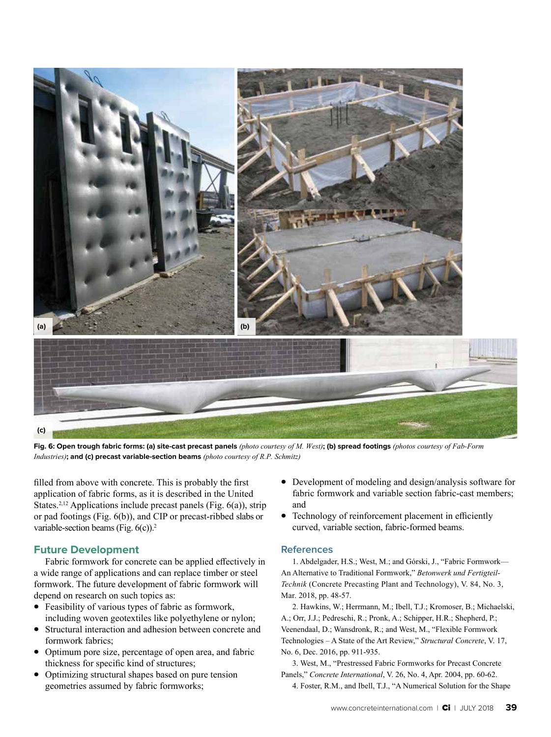Fig. 6: Open trough fabric forms: (a) site-cast precast panels *(photo courtesy of M. West)*; (b) spread footings *(photos courtesy of Fab-Form Industries)*; and (c) precast variable-section beams *(photo courtesy of R.P. Schmitz)*

filled from above with concrete. This is probably the first application of fabric forms, as it is described in the United States.[2,12] Applications include precast panels (Fig. 6(a)), strip or pad footings (Fig. 6(b)), and CIP or precast-ribbed slabs or variable-section beams (Fig. 6(c)).[2]

## Future Development

Fabric formwork for concrete can be applied effectively in a wide range of applications and can replace timber or steel formwork. The future development of fabric formwork will depend on research on such topics as:

- Feasibility of various types of fabric as formwork, including woven geotextiles like polyethylene or nylon;
- Structural interaction and adhesion between concrete and formwork fabrics;
- Optimum pore size, percentage of open area, and fabric thickness for specific kind of structures;
- Optimizing structural shapes based on pure tension geometries assumed by fabric formworks;
- Development of modeling and design/analysis software for fabric formwork and variable section fabric-cast members; and
- Technology of reinforcement placement in efficiently curved, variable section, fabric-formed beams.

## References

1. Abdelgader, H.S.; West, M.; and Górski, J., "Fabric Formwork—An Alternative to Traditional Formwork," *Betonwerk und Fertigteil-Technik* (Concrete Precasting Plant and Technology), V. 84, No. 3, Mar. 2018, pp. 48-57.

2. Hawkins, W.; Herrmann, M.; Ibell, T.J.; Kromoser, B.; Michaelski, A.; Orr, J.J.; Pedreschi, R.; Pronk, A.; Schipper, H.R.; Shepherd, P.; Veenendaal, D.; Wansdronk, R.; and West, M., "Flexible Formwork Technologies – A State of the Art Review," *Structural Concrete*, V. 17, No. 6, Dec. 2016, pp. 911-935.

3. West, M., "Prestressed Fabric Formworks for Precast Concrete Panels," *Concrete International*, V. 26, No. 4, Apr. 2004, pp. 60-62.

4. Foster, R.M., and Ibell, T.J., "A Numerical Solution for the Shape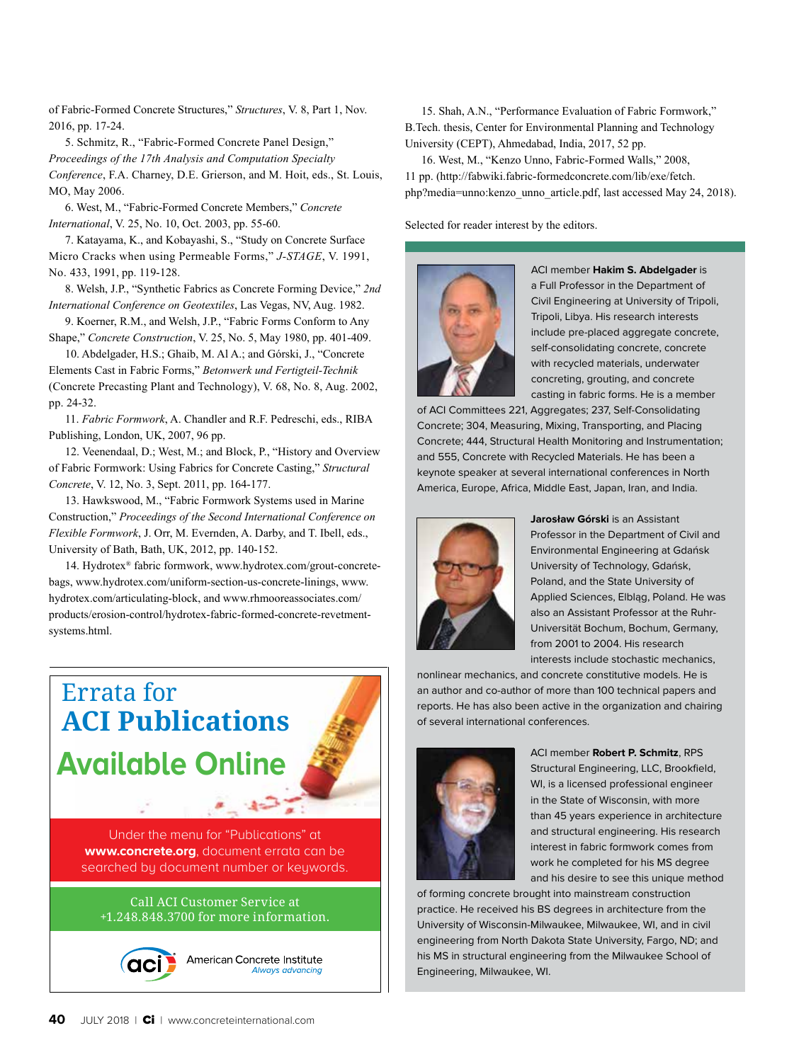of Fabric-Formed Concrete Structures," *Structures*, V. 8, Part 1, Nov. 2016, pp. 17-24.

5. Schmitz, R., "Fabric-Formed Concrete Panel Design," *Proceedings of the 17th Analysis and Computation Specialty Conference*, F.A. Charney, D.E. Grierson, and M. Hoit, eds., St. Louis, MO, May 2006.

6. West, M., "Fabric-Formed Concrete Members," *Concrete International*, V. 25, No. 10, Oct. 2003, pp. 55-60.

7. Katayama, K., and Kobayashi, S., "Study on Concrete Surface Micro Cracks when using Permeable Forms," *J-STAGE*, V. 1991, No. 433, 1991, pp. 119-128.

8. Welsh, J.P., "Synthetic Fabrics as Concrete Forming Device," *2nd International Conference on Geotextiles*, Las Vegas, NV, Aug. 1982.

9. Koerner, R.M., and Welsh, J.P., "Fabric Forms Conform to Any Shape," *Concrete Construction*, V. 25, No. 5, May 1980, pp. 401-409.

10. Abdelgader, H.S.; Ghaib, M. Al A.; and Górski, J., "Concrete Elements Cast in Fabric Forms," *Betonwerk und Fertigteil-Technik* (Concrete Precasting Plant and Technology), V. 68, No. 8, Aug. 2002, pp. 24-32.

11. *Fabric Formwork*, A. Chandler and R.F. Pedreschi, eds., RIBA Publishing, London, UK, 2007, 96 pp.

12. Veenendaal, D.; West, M.; and Block, P., "History and Overview of Fabric Formwork: Using Fabrics for Concrete Casting," *Structural Concrete*, V. 12, No. 3, Sept. 2011, pp. 164-177.

13. Hawkswood, M., "Fabric Formwork Systems used in Marine Construction," *Proceedings of the Second International Conference on Flexible Formwork*, J. Orr, M. Evernden, A. Darby, and T. Ibell, eds., University of Bath, Bath, UK, 2012, pp. 140-152.

14. Hydrotex® fabric formwork, www.hydrotex.com/grout-concrete-bags, www.hydrotex.com/uniform-section-us-concrete-linings, www.hydrotex.com/articulating-block, and www.rhmooreassociates.com/products/erosion-control/hydrotex-fabric-formed-concrete-revetment-systems.html.

15. Shah, A.N., "Performance Evaluation of Fabric Formwork," B.Tech. thesis, Center for Environmental Planning and Technology University (CEPT), Ahmedabad, India, 2017, 52 pp.

16. West, M., "Kenzo Unno, Fabric-Formed Walls," 2008, 11 pp. (http://fabwiki.fabric-formedconcrete.com/lib/exe/fetch.php?media=unno:kenzo_unno_article.pdf, last accessed May 24, 2018).

Selected for reader interest by the editors.

ACI member **Hakim S. Abdelgader** is a Full Professor in the Department of Civil Engineering at University of Tripoli, Tripoli, Libya. His research interests include pre-placed aggregate concrete, self-consolidating concrete, concrete with recycled materials, underwater concreting, grouting, and concrete casting in fabric forms. He is a member of ACI Committees 221, Aggregates; 237, Self-Consolidating Concrete; 304, Measuring, Mixing, Transporting, and Placing Concrete; 444, Structural Health Monitoring and Instrumentation; and 555, Concrete with Recycled Materials. He has been a keynote speaker at several international conferences in North America, Europe, Africa, Middle East, Japan, Iran, and India.

**Jarosław Górski** is an Assistant Professor in the Department of Civil and Environmental Engineering at Gdańsk University of Technology, Gdańsk, Poland, and the State University of Applied Sciences, Elbląg, Poland. He was also an Assistant Professor at the Ruhr-Universität Bochum, Bochum, Germany, from 2001 to 2004. His research interests include stochastic mechanics, nonlinear mechanics, and concrete constitutive models. He is an author and co-author of more than 100 technical papers and reports. He has also been active in the organization and chairing of several international conferences.

ACI member **Robert P. Schmitz**, RPS Structural Engineering, LLC, Brookfield, WI, is a licensed professional engineer in the State of Wisconsin, with more than 45 years experience in architecture and structural engineering. His research interest in fabric formwork comes from work he completed for his MS degree and his desire to see this unique method of forming concrete brought into mainstream construction practice. He received his BS degrees in architecture from the University of Wisconsin-Milwaukee, Milwaukee, WI, and in civil engineering from North Dakota State University, Fargo, ND; and his MS in structural engineering from the Milwaukee School of Engineering, Milwaukee, WI.

Errata for ACI Publications Available Online

Under the menu for "Publications" at **www.concrete.org**, document errata can be searched by document number or keywords.

Call ACI Customer Service at +1.248.848.3700 for more information.

American Concrete Institute *Always advancing*